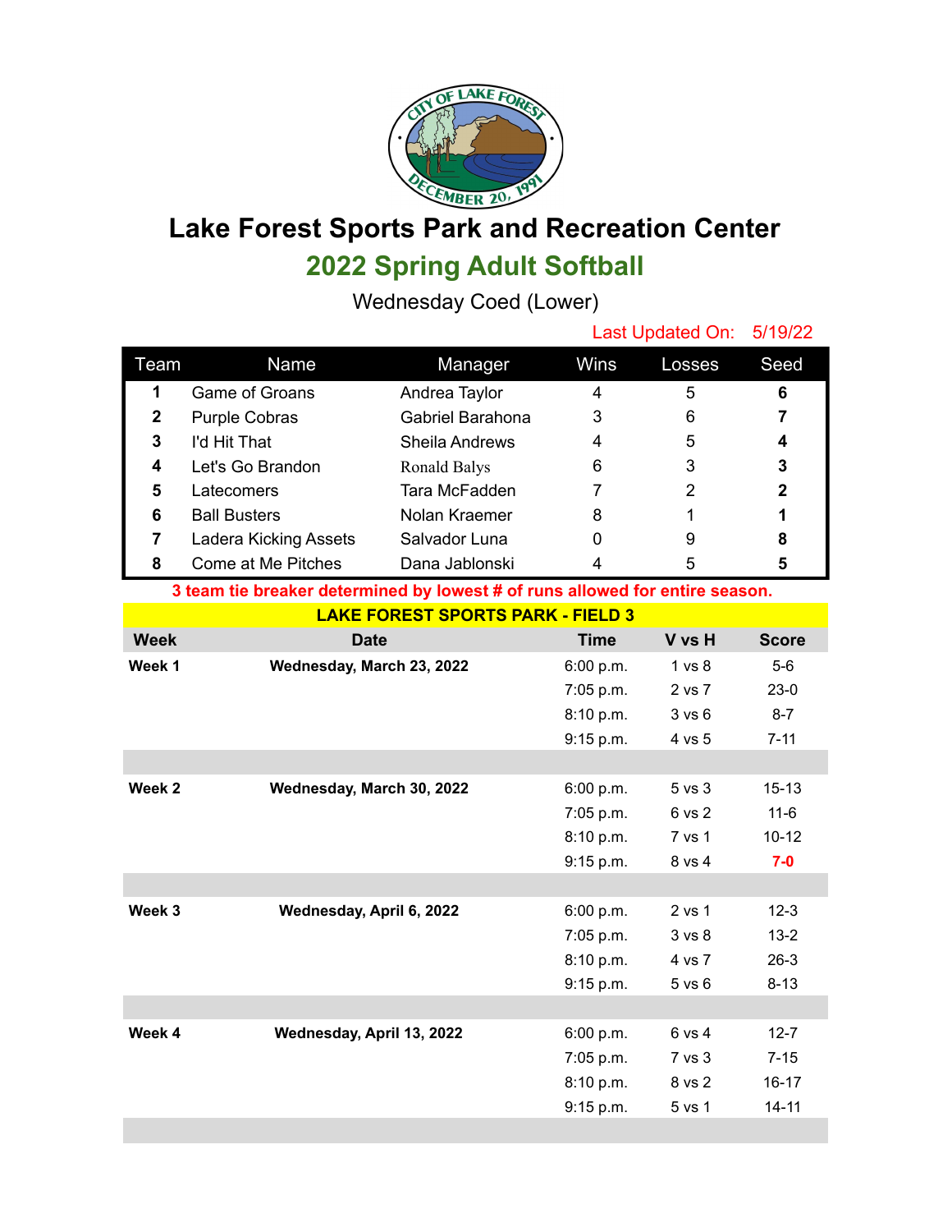# Lake Forest Sports Park and Recreation Center

## 2022 Spring Adult Softball

Wednesday Coed (Lower)

Last Updated On: 5/19/22

| Team | Name | Manager | Wins | Losses | Seed |
|---|---|---|---|---|---|
| **1** | Game of Groans | Andrea Taylor | 4 | 5 | **6** |
| **2** | Purple Cobras | Gabriel Barahona | 3 | 6 | **7** |
| **3** | I'd Hit That | Sheila Andrews | 4 | 5 | **4** |
| **4** | Let's Go Brandon | Ronald Balys | 6 | 3 | **3** |
| **5** | Latecomers | Tara McFadden | 7 | 2 | **2** |
| **6** | Ball Busters | Nolan Kraemer | 8 | 1 | **1** |
| **7** | Ladera Kicking Assets | Salvador Luna | 0 | 9 | **8** |
| **8** | Come at Me Pitches | Dana Jablonski | 4 | 5 | **5** |

**3 team tie breaker determined by lowest # of runs allowed for entire season.**

**LAKE FOREST SPORTS PARK - FIELD 3**

| Week | Date | Time | V vs H | Score |
|---|---|---|---|---|
| **Week 1** | **Wednesday, March 23, 2022** | 6:00 p.m. | 1 vs 8 | 5-6 |
| | | 7:05 p.m. | 2 vs 7 | 23-0 |
| | | 8:10 p.m. | 3 vs 6 | 8-7 |
| | | 9:15 p.m. | 4 vs 5 | 7-11 |
| **Week 2** | **Wednesday, March 30, 2022** | 6:00 p.m. | 5 vs 3 | 15-13 |
| | | 7:05 p.m. | 6 vs 2 | 11-6 |
| | | 8:10 p.m. | 7 vs 1 | 10-12 |
| | | 9:15 p.m. | 8 vs 4 | **7-0** |
| **Week 3** | **Wednesday, April 6, 2022** | 6:00 p.m. | 2 vs 1 | 12-3 |
| | | 7:05 p.m. | 3 vs 8 | 13-2 |
| | | 8:10 p.m. | 4 vs 7 | 26-3 |
| | | 9:15 p.m. | 5 vs 6 | 8-13 |
| **Week 4** | **Wednesday, April 13, 2022** | 6:00 p.m. | 6 vs 4 | 12-7 |
| | | 7:05 p.m. | 7 vs 3 | 7-15 |
| | | 8:10 p.m. | 8 vs 2 | 16-17 |
| | | 9:15 p.m. | 5 vs 1 | 14-11 |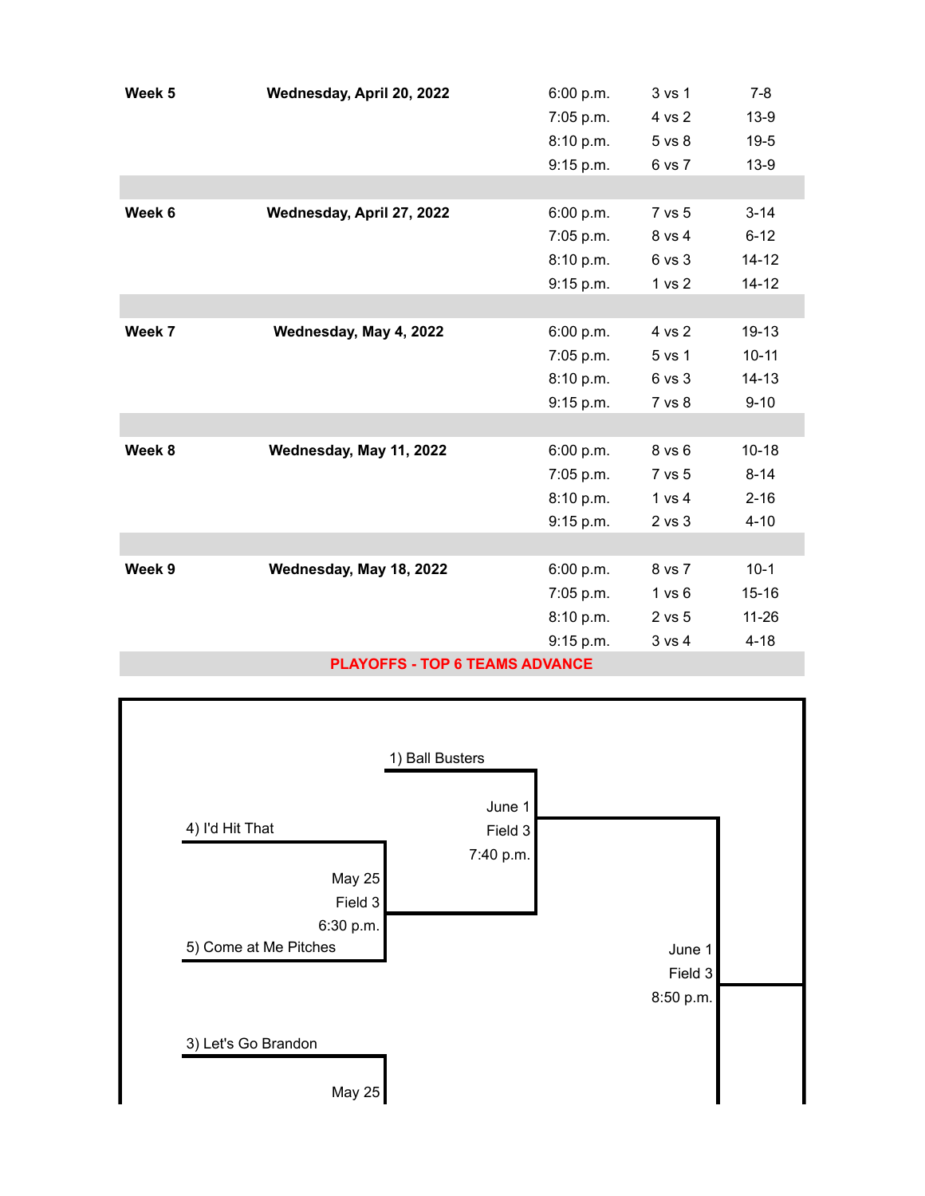| Week | Date | Time | Matchup | Score |
|---|---|---|---|---|
| **Week 5** | **Wednesday, April 20, 2022** | 6:00 p.m. | 3 vs 1 | 7-8 |
| | | 7:05 p.m. | 4 vs 2 | 13-9 |
| | | 8:10 p.m. | 5 vs 8 | 19-5 |
| | | 9:15 p.m. | 6 vs 7 | 13-9 |
| **Week 6** | **Wednesday, April 27, 2022** | 6:00 p.m. | 7 vs 5 | 3-14 |
| | | 7:05 p.m. | 8 vs 4 | 6-12 |
| | | 8:10 p.m. | 6 vs 3 | 14-12 |
| | | 9:15 p.m. | 1 vs 2 | 14-12 |
| **Week 7** | **Wednesday, May 4, 2022** | 6:00 p.m. | 4 vs 2 | 19-13 |
| | | 7:05 p.m. | 5 vs 1 | 10-11 |
| | | 8:10 p.m. | 6 vs 3 | 14-13 |
| | | 9:15 p.m. | 7 vs 8 | 9-10 |
| **Week 8** | **Wednesday, May 11, 2022** | 6:00 p.m. | 8 vs 6 | 10-18 |
| | | 7:05 p.m. | 7 vs 5 | 8-14 |
| | | 8:10 p.m. | 1 vs 4 | 2-16 |
| | | 9:15 p.m. | 2 vs 3 | 4-10 |
| **Week 9** | **Wednesday, May 18, 2022** | 6:00 p.m. | 8 vs 7 | 10-1 |
| | | 7:05 p.m. | 1 vs 6 | 15-16 |
| | | 8:10 p.m. | 2 vs 5 | 11-26 |
| | | 9:15 p.m. | 3 vs 4 | 4-18 |

**PLAYOFFS - TOP 6 TEAMS ADVANCE**

1) Ball Busters

4) I'd Hit That

May 25
Field 3
6:30 p.m.

5) Come at Me Pitches

June 1
Field 3
7:40 p.m.

June 1
Field 3
8:50 p.m.

3) Let's Go Brandon

May 25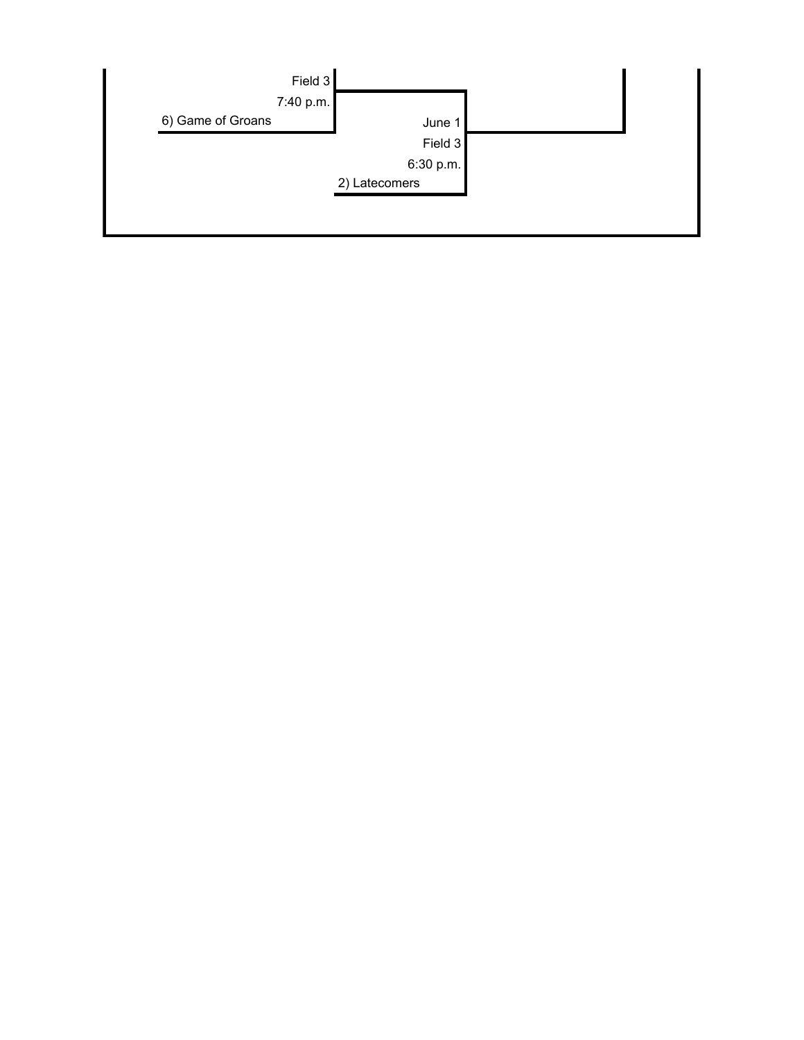Field 3

7:40 p.m.

6) Game of Groans

June 1

Field 3

6:30 p.m.

2) Latecomers